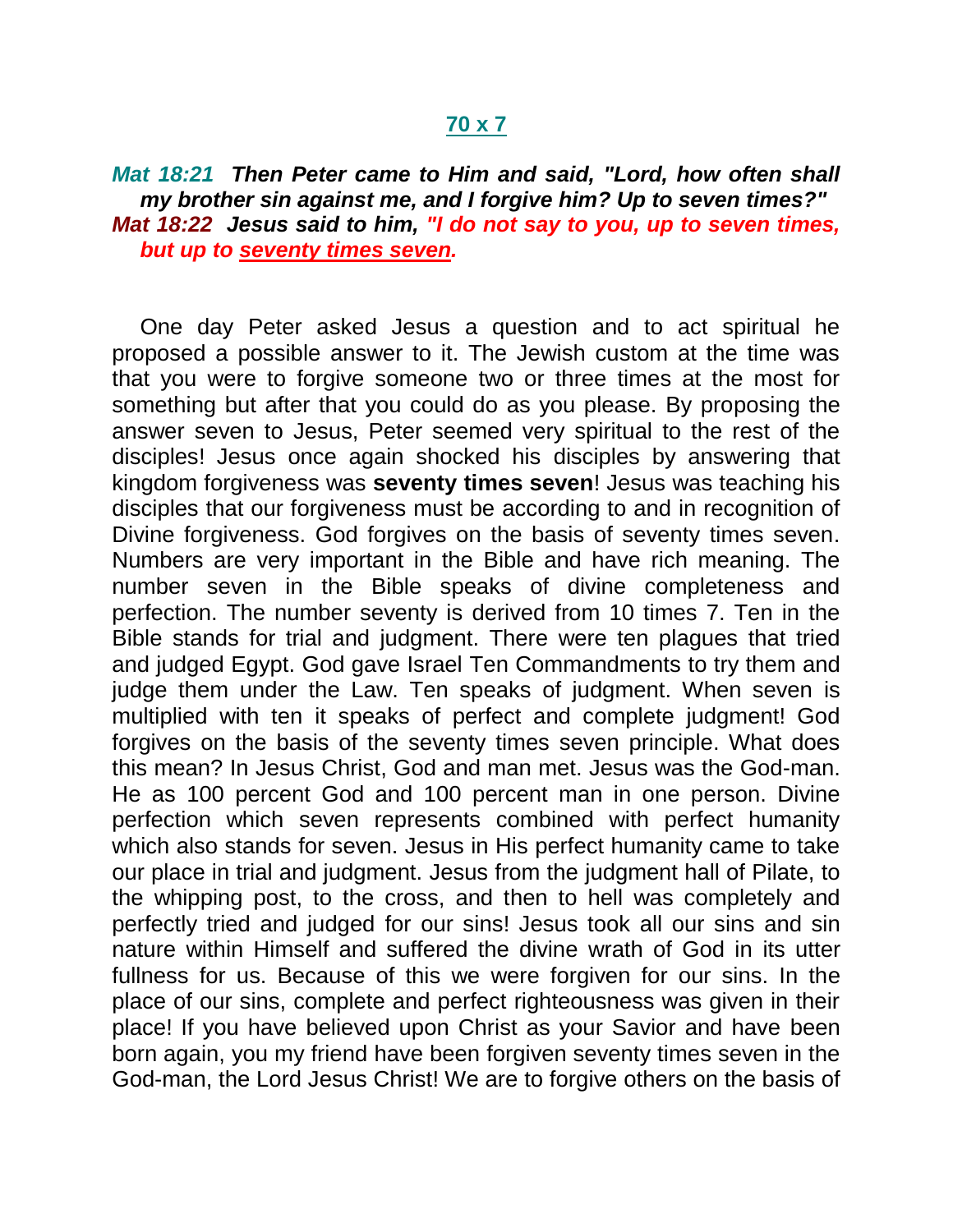# 70 x 7

***Mat 18:21*** ***Then Peter came to Him and said, "Lord, how often shall my brother sin against me, and I forgive him? Up to seven times?"***
***Mat 18:22*** ***Jesus said to him, "I do not say to you, up to seven times, but up to seventy times seven.***

One day Peter asked Jesus a question and to act spiritual he proposed a possible answer to it. The Jewish custom at the time was that you were to forgive someone two or three times at the most for something but after that you could do as you please. By proposing the answer seven to Jesus, Peter seemed very spiritual to the rest of the disciples! Jesus once again shocked his disciples by answering that kingdom forgiveness was **seventy times seven**! Jesus was teaching his disciples that our forgiveness must be according to and in recognition of Divine forgiveness. God forgives on the basis of seventy times seven. Numbers are very important in the Bible and have rich meaning. The number seven in the Bible speaks of divine completeness and perfection. The number seventy is derived from 10 times 7. Ten in the Bible stands for trial and judgment. There were ten plagues that tried and judged Egypt. God gave Israel Ten Commandments to try them and judge them under the Law. Ten speaks of judgment. When seven is multiplied with ten it speaks of perfect and complete judgment! God forgives on the basis of the seventy times seven principle. What does this mean? In Jesus Christ, God and man met. Jesus was the God-man. He as 100 percent God and 100 percent man in one person. Divine perfection which seven represents combined with perfect humanity which also stands for seven. Jesus in His perfect humanity came to take our place in trial and judgment. Jesus from the judgment hall of Pilate, to the whipping post, to the cross, and then to hell was completely and perfectly tried and judged for our sins! Jesus took all our sins and sin nature within Himself and suffered the divine wrath of God in its utter fullness for us. Because of this we were forgiven for our sins. In the place of our sins, complete and perfect righteousness was given in their place! If you have believed upon Christ as your Savior and have been born again, you my friend have been forgiven seventy times seven in the God-man, the Lord Jesus Christ! We are to forgive others on the basis of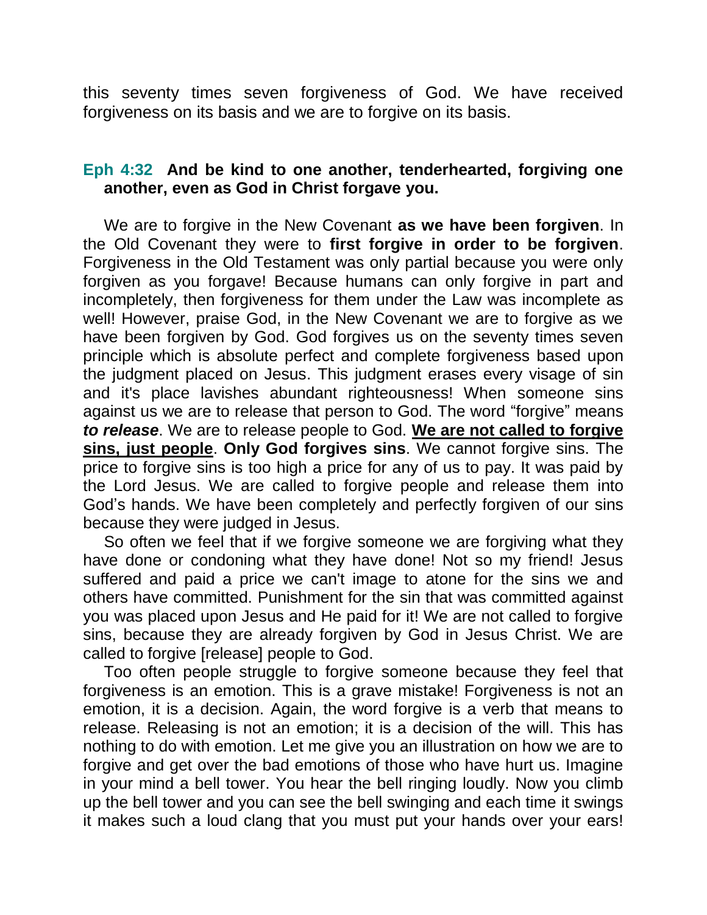this seventy times seven forgiveness of God. We have received forgiveness on its basis and we are to forgive on its basis.

**Eph 4:32 And be kind to one another, tenderhearted, forgiving one another, even as God in Christ forgave you.**

We are to forgive in the New Covenant **as we have been forgiven**. In the Old Covenant they were to **first forgive in order to be forgiven**. Forgiveness in the Old Testament was only partial because you were only forgiven as you forgave! Because humans can only forgive in part and incompletely, then forgiveness for them under the Law was incomplete as well! However, praise God, in the New Covenant we are to forgive as we have been forgiven by God. God forgives us on the seventy times seven principle which is absolute perfect and complete forgiveness based upon the judgment placed on Jesus. This judgment erases every visage of sin and it's place lavishes abundant righteousness! When someone sins against us we are to release that person to God. The word "forgive" means ***to release***. We are to release people to God. **We are not called to forgive sins, just people**. **Only God forgives sins**. We cannot forgive sins. The price to forgive sins is too high a price for any of us to pay. It was paid by the Lord Jesus. We are called to forgive people and release them into God's hands. We have been completely and perfectly forgiven of our sins because they were judged in Jesus.

So often we feel that if we forgive someone we are forgiving what they have done or condoning what they have done! Not so my friend! Jesus suffered and paid a price we can't image to atone for the sins we and others have committed. Punishment for the sin that was committed against you was placed upon Jesus and He paid for it! We are not called to forgive sins, because they are already forgiven by God in Jesus Christ. We are called to forgive [release] people to God.

Too often people struggle to forgive someone because they feel that forgiveness is an emotion. This is a grave mistake! Forgiveness is not an emotion, it is a decision. Again, the word forgive is a verb that means to release. Releasing is not an emotion; it is a decision of the will. This has nothing to do with emotion. Let me give you an illustration on how we are to forgive and get over the bad emotions of those who have hurt us. Imagine in your mind a bell tower. You hear the bell ringing loudly. Now you climb up the bell tower and you can see the bell swinging and each time it swings it makes such a loud clang that you must put your hands over your ears!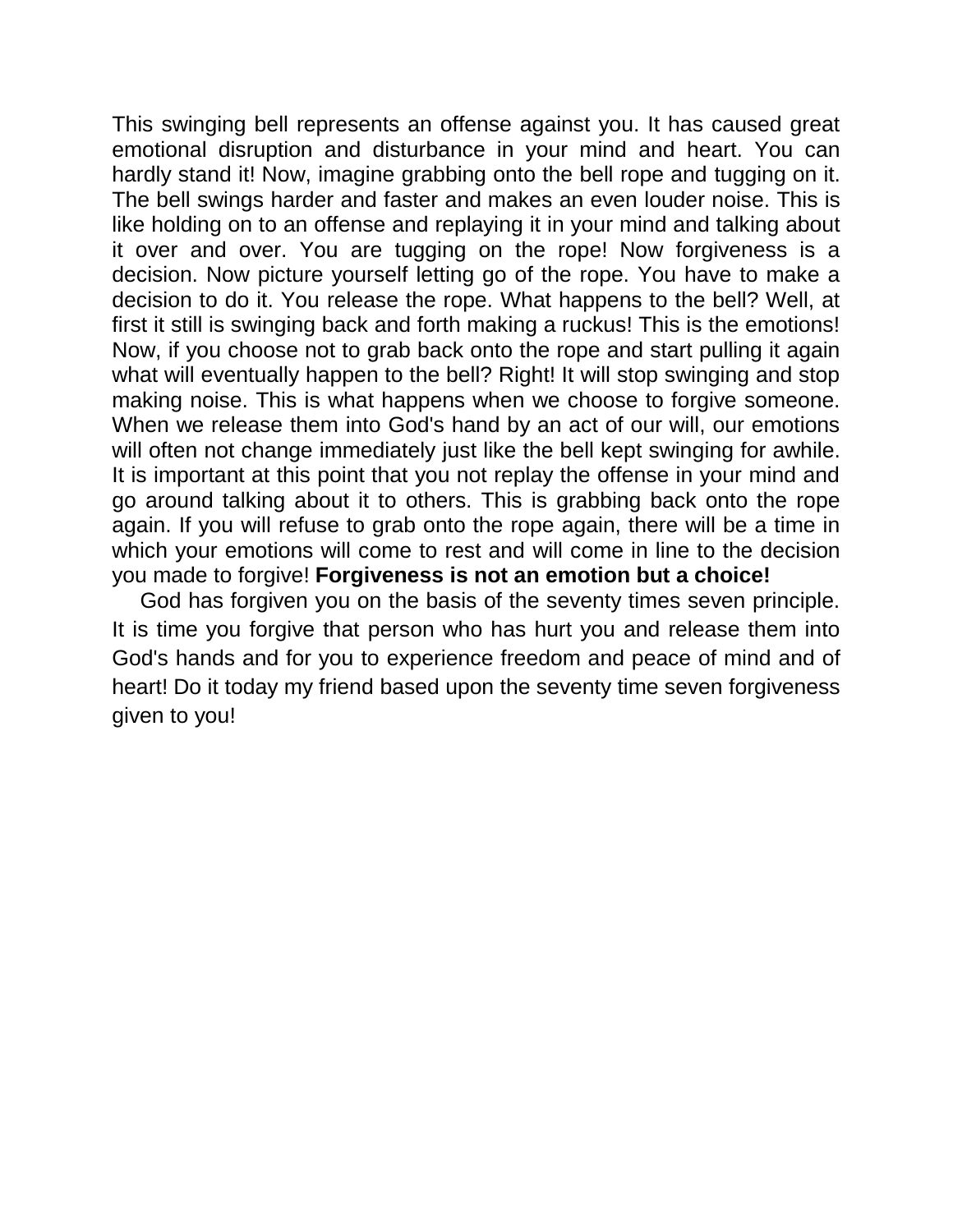This swinging bell represents an offense against you. It has caused great emotional disruption and disturbance in your mind and heart. You can hardly stand it! Now, imagine grabbing onto the bell rope and tugging on it. The bell swings harder and faster and makes an even louder noise. This is like holding on to an offense and replaying it in your mind and talking about it over and over. You are tugging on the rope! Now forgiveness is a decision. Now picture yourself letting go of the rope. You have to make a decision to do it. You release the rope. What happens to the bell? Well, at first it still is swinging back and forth making a ruckus! This is the emotions! Now, if you choose not to grab back onto the rope and start pulling it again what will eventually happen to the bell? Right! It will stop swinging and stop making noise. This is what happens when we choose to forgive someone. When we release them into God's hand by an act of our will, our emotions will often not change immediately just like the bell kept swinging for awhile. It is important at this point that you not replay the offense in your mind and go around talking about it to others. This is grabbing back onto the rope again. If you will refuse to grab onto the rope again, there will be a time in which your emotions will come to rest and will come in line to the decision you made to forgive! **Forgiveness is not an emotion but a choice!**

God has forgiven you on the basis of the seventy times seven principle. It is time you forgive that person who has hurt you and release them into God's hands and for you to experience freedom and peace of mind and of heart! Do it today my friend based upon the seventy time seven forgiveness given to you!